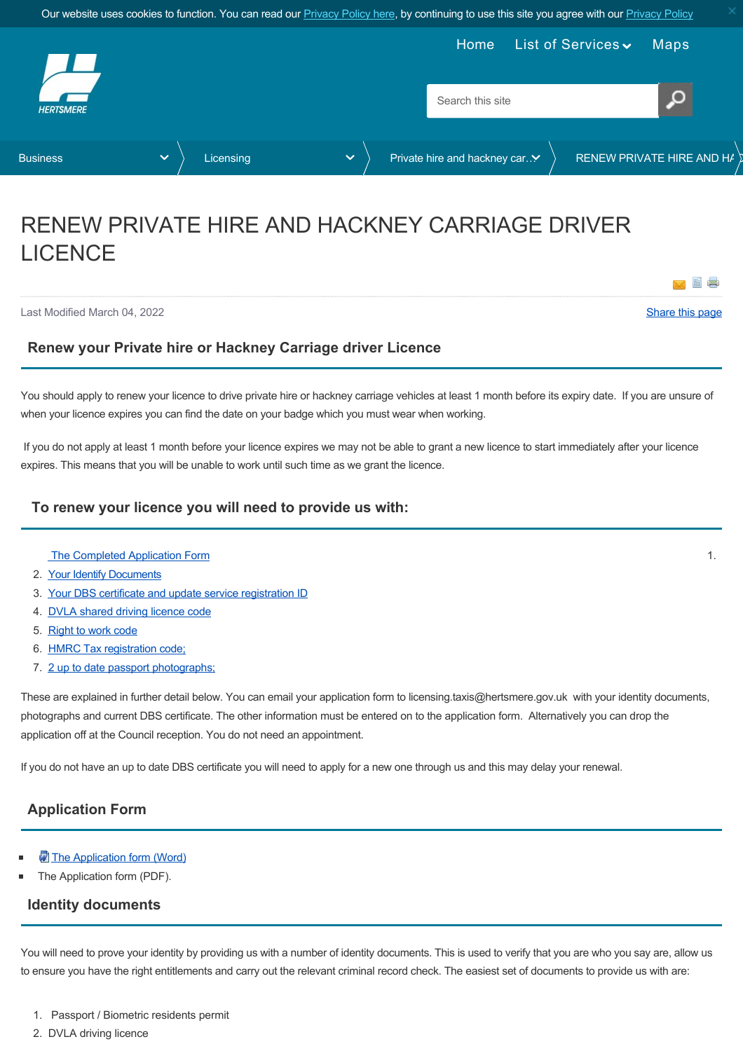Our website uses cookies to function. You can read our Privacy Policy here, by continuing to use this site you agree with our Privacy Policy

Home List of Services Maps

Business > Licensing > Private hire and hackney car... > RENEW PRIVATE HIRE AND HA

# RENEW PRIVATE HIRE AND HACKNEY CARRIAGE DRIVER LICENCE

Last Modified March 04, 2022

Share this page

## Renew your Private hire or Hackney Carriage driver Licence

You should apply to renew your licence to drive private hire or hackney carriage vehicles at least 1 month before its expiry date. If you are unsure of when your licence expires you can find the date on your badge which you must wear when working.

If you do not apply at least 1 month before your licence expires we may not be able to grant a new licence to start immediately after your licence expires. This means that you will be unable to work until such time as we grant the licence.

## To renew your licence you will need to provide us with:

1. The Completed Application Form
2. Your Identify Documents
3. Your DBS certificate and update service registration ID
4. DVLA shared driving licence code
5. Right to work code
6. HMRC Tax registration code;
7. 2 up to date passport photographs;

These are explained in further detail below. You can email your application form to licensing.taxis@hertsmere.gov.uk with your identity documents, photographs and current DBS certificate. The other information must be entered on to the application form. Alternatively you can drop the application off at the Council reception. You do not need an appointment.

If you do not have an up to date DBS certificate you will need to apply for a new one through us and this may delay your renewal.

## Application Form

- The Application form (Word)
- The Application form (PDF).

## Identity documents

You will need to prove your identity by providing us with a number of identity documents. This is used to verify that you are who you say are, allow us to ensure you have the right entitlements and carry out the relevant criminal record check. The easiest set of documents to provide us with are:

1. Passport / Biometric residents permit
2. DVLA driving licence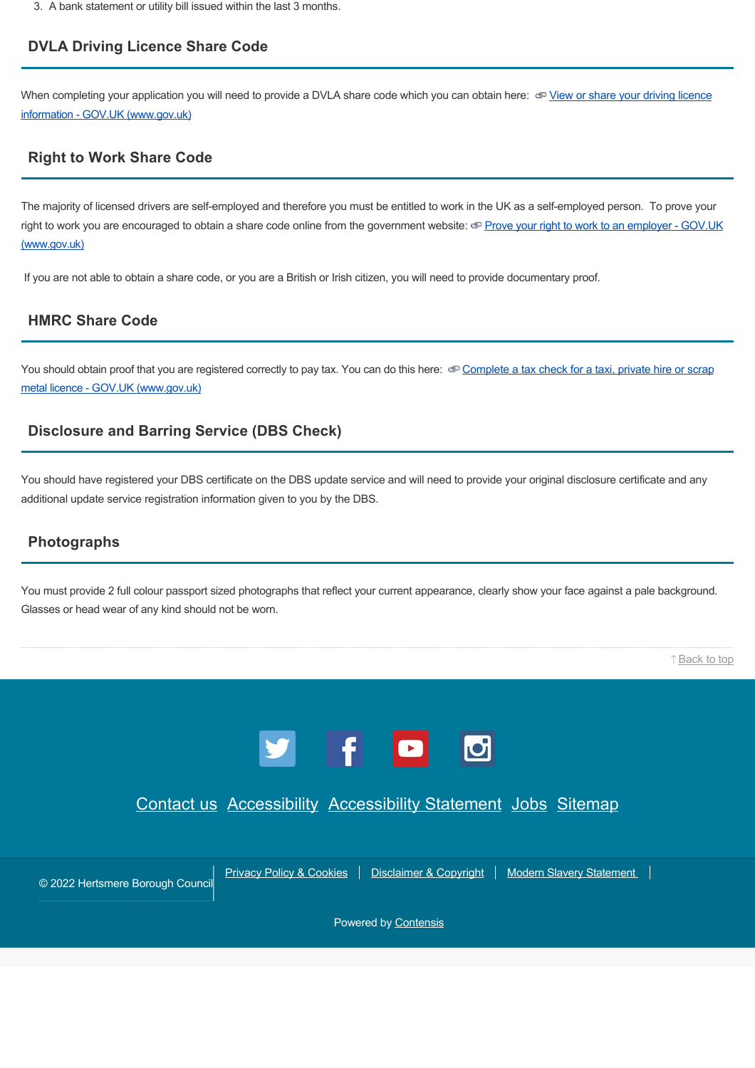3. A bank statement or utility bill issued within the last 3 months.

## DVLA Driving Licence Share Code

When completing your application you will need to provide a DVLA share code which you can obtain here: View or share your driving licence information - GOV.UK (www.gov.uk)

## Right to Work Share Code

The majority of licensed drivers are self-employed and therefore you must be entitled to work in the UK as a self-employed person. To prove your right to work you are encouraged to obtain a share code online from the government website: Prove your right to work to an employer - GOV.UK (www.gov.uk)

If you are not able to obtain a share code, or you are a British or Irish citizen, you will need to provide documentary proof.

## HMRC Share Code

You should obtain proof that you are registered correctly to pay tax. You can do this here: Complete a tax check for a taxi, private hire or scrap metal licence - GOV.UK (www.gov.uk)

## Disclosure and Barring Service (DBS Check)

You should have registered your DBS certificate on the DBS update service and will need to provide your original disclosure certificate and any additional update service registration information given to you by the DBS.

## Photographs

You must provide 2 full colour passport sized photographs that reflect your current appearance, clearly show your face against a pale background. Glasses or head wear of any kind should not be worn.

↑ Back to top

Contact us Accessibility Accessibility Statement Jobs Sitemap

© 2022 Hertsmere Borough Council | Privacy Policy & Cookies | Disclaimer & Copyright | Modern Slavery Statement |

Powered by Contensis